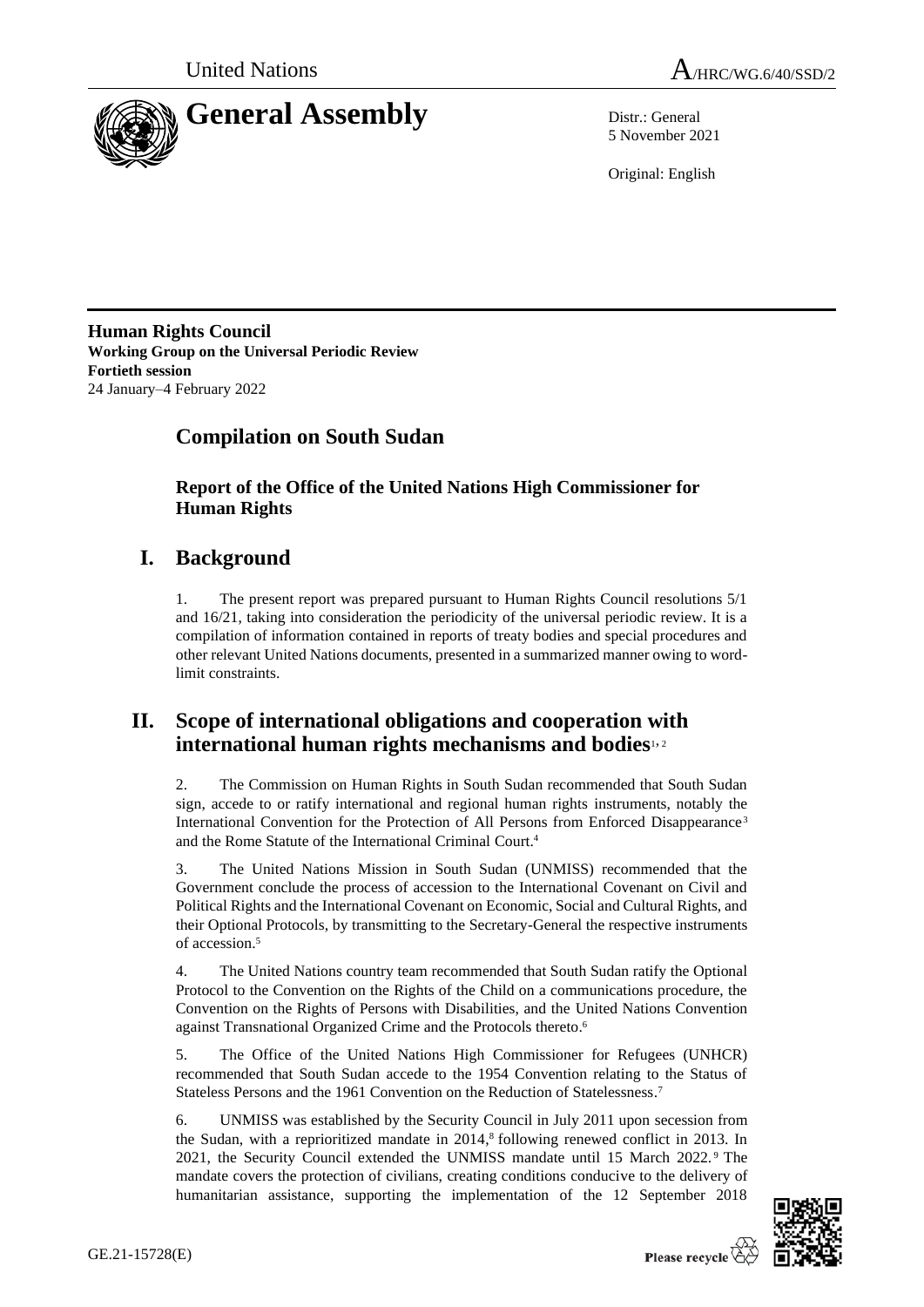United Nations

A/HRC/WG.6/40/SSD/2

# General Assembly

Distr.: General
5 November 2021

Original: English

**Human Rights Council**
**Working Group on the Universal Periodic Review**
**Fortieth session**
24 January–4 February 2022

## Compilation on South Sudan

### Report of the Office of the United Nations High Commissioner for Human Rights

## I. Background

1. The present report was prepared pursuant to Human Rights Council resolutions 5/1 and 16/21, taking into consideration the periodicity of the universal periodic review. It is a compilation of information contained in reports of treaty bodies and special procedures and other relevant United Nations documents, presented in a summarized manner owing to word-limit constraints.

## II. Scope of international obligations and cooperation with international human rights mechanisms and bodies[1, 2]

2. The Commission on Human Rights in South Sudan recommended that South Sudan sign, accede to or ratify international and regional human rights instruments, notably the International Convention for the Protection of All Persons from Enforced Disappearance[3] and the Rome Statute of the International Criminal Court.[4]

3. The United Nations Mission in South Sudan (UNMISS) recommended that the Government conclude the process of accession to the International Covenant on Civil and Political Rights and the International Covenant on Economic, Social and Cultural Rights, and their Optional Protocols, by transmitting to the Secretary-General the respective instruments of accession.[5]

4. The United Nations country team recommended that South Sudan ratify the Optional Protocol to the Convention on the Rights of the Child on a communications procedure, the Convention on the Rights of Persons with Disabilities, and the United Nations Convention against Transnational Organized Crime and the Protocols thereto.[6]

5. The Office of the United Nations High Commissioner for Refugees (UNHCR) recommended that South Sudan accede to the 1954 Convention relating to the Status of Stateless Persons and the 1961 Convention on the Reduction of Statelessness.[7]

6. UNMISS was established by the Security Council in July 2011 upon secession from the Sudan, with a reprioritized mandate in 2014,[8] following renewed conflict in 2013. In 2021, the Security Council extended the UNMISS mandate until 15 March 2022.[9] The mandate covers the protection of civilians, creating conditions conducive to the delivery of humanitarian assistance, supporting the implementation of the 12 September 2018

GE.21-15728(E)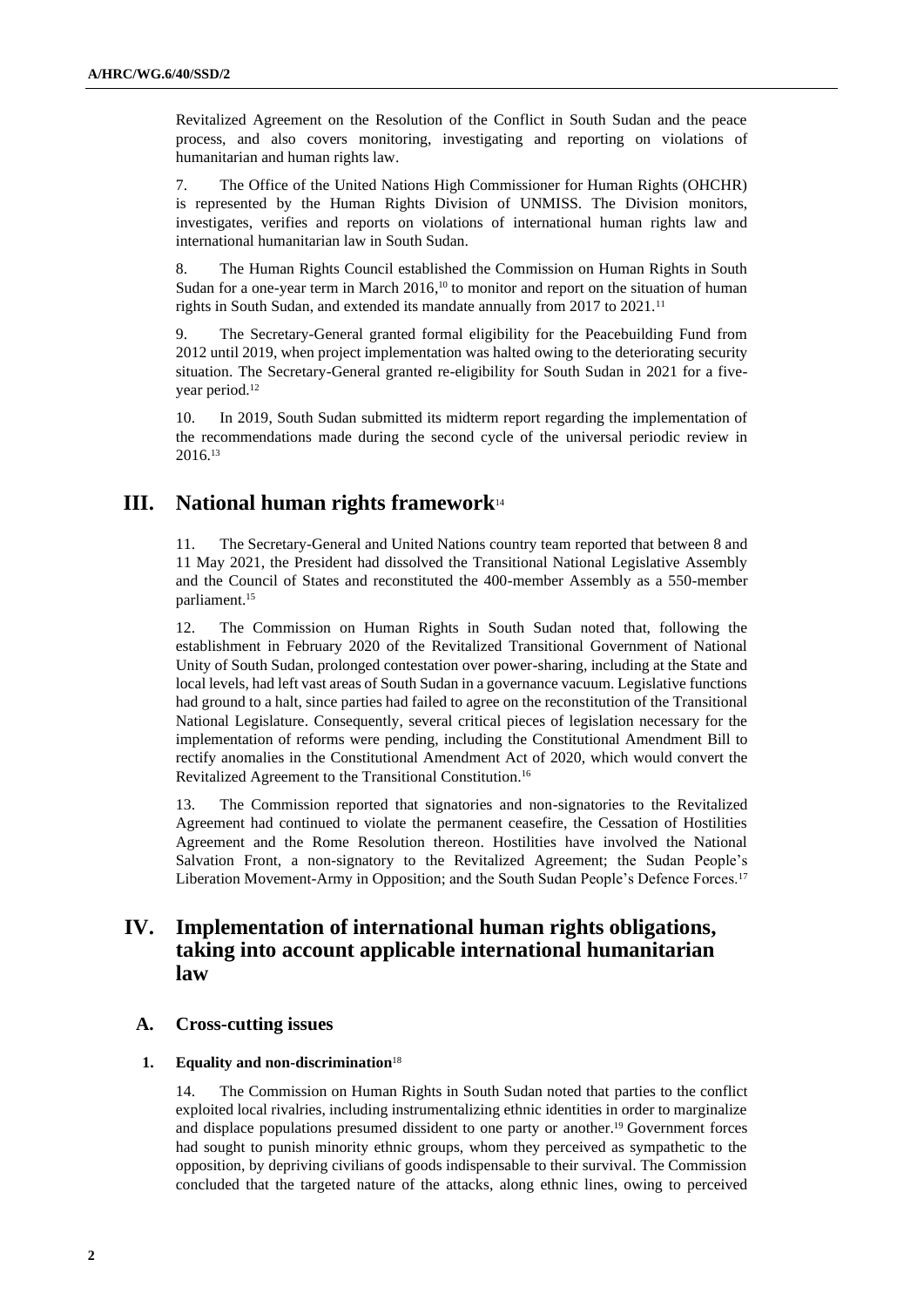Revitalized Agreement on the Resolution of the Conflict in South Sudan and the peace process, and also covers monitoring, investigating and reporting on violations of humanitarian and human rights law.

7. The Office of the United Nations High Commissioner for Human Rights (OHCHR) is represented by the Human Rights Division of UNMISS. The Division monitors, investigates, verifies and reports on violations of international human rights law and international humanitarian law in South Sudan.

8. The Human Rights Council established the Commission on Human Rights in South Sudan for a one-year term in March 2016,[10] to monitor and report on the situation of human rights in South Sudan, and extended its mandate annually from 2017 to 2021.[11]

9. The Secretary-General granted formal eligibility for the Peacebuilding Fund from 2012 until 2019, when project implementation was halted owing to the deteriorating security situation. The Secretary-General granted re-eligibility for South Sudan in 2021 for a five-year period.[12]

10. In 2019, South Sudan submitted its midterm report regarding the implementation of the recommendations made during the second cycle of the universal periodic review in 2016.[13]

## III. National human rights framework[14]

11. The Secretary-General and United Nations country team reported that between 8 and 11 May 2021, the President had dissolved the Transitional National Legislative Assembly and the Council of States and reconstituted the 400-member Assembly as a 550-member parliament.[15]

12. The Commission on Human Rights in South Sudan noted that, following the establishment in February 2020 of the Revitalized Transitional Government of National Unity of South Sudan, prolonged contestation over power-sharing, including at the State and local levels, had left vast areas of South Sudan in a governance vacuum. Legislative functions had ground to a halt, since parties had failed to agree on the reconstitution of the Transitional National Legislature. Consequently, several critical pieces of legislation necessary for the implementation of reforms were pending, including the Constitutional Amendment Bill to rectify anomalies in the Constitutional Amendment Act of 2020, which would convert the Revitalized Agreement to the Transitional Constitution.[16]

13. The Commission reported that signatories and non-signatories to the Revitalized Agreement had continued to violate the permanent ceasefire, the Cessation of Hostilities Agreement and the Rome Resolution thereon. Hostilities have involved the National Salvation Front, a non-signatory to the Revitalized Agreement; the Sudan People's Liberation Movement-Army in Opposition; and the South Sudan People's Defence Forces.[17]

## IV. Implementation of international human rights obligations, taking into account applicable international humanitarian law

### A. Cross-cutting issues

#### 1. Equality and non-discrimination[18]

14. The Commission on Human Rights in South Sudan noted that parties to the conflict exploited local rivalries, including instrumentalizing ethnic identities in order to marginalize and displace populations presumed dissident to one party or another.[19] Government forces had sought to punish minority ethnic groups, whom they perceived as sympathetic to the opposition, by depriving civilians of goods indispensable to their survival. The Commission concluded that the targeted nature of the attacks, along ethnic lines, owing to perceived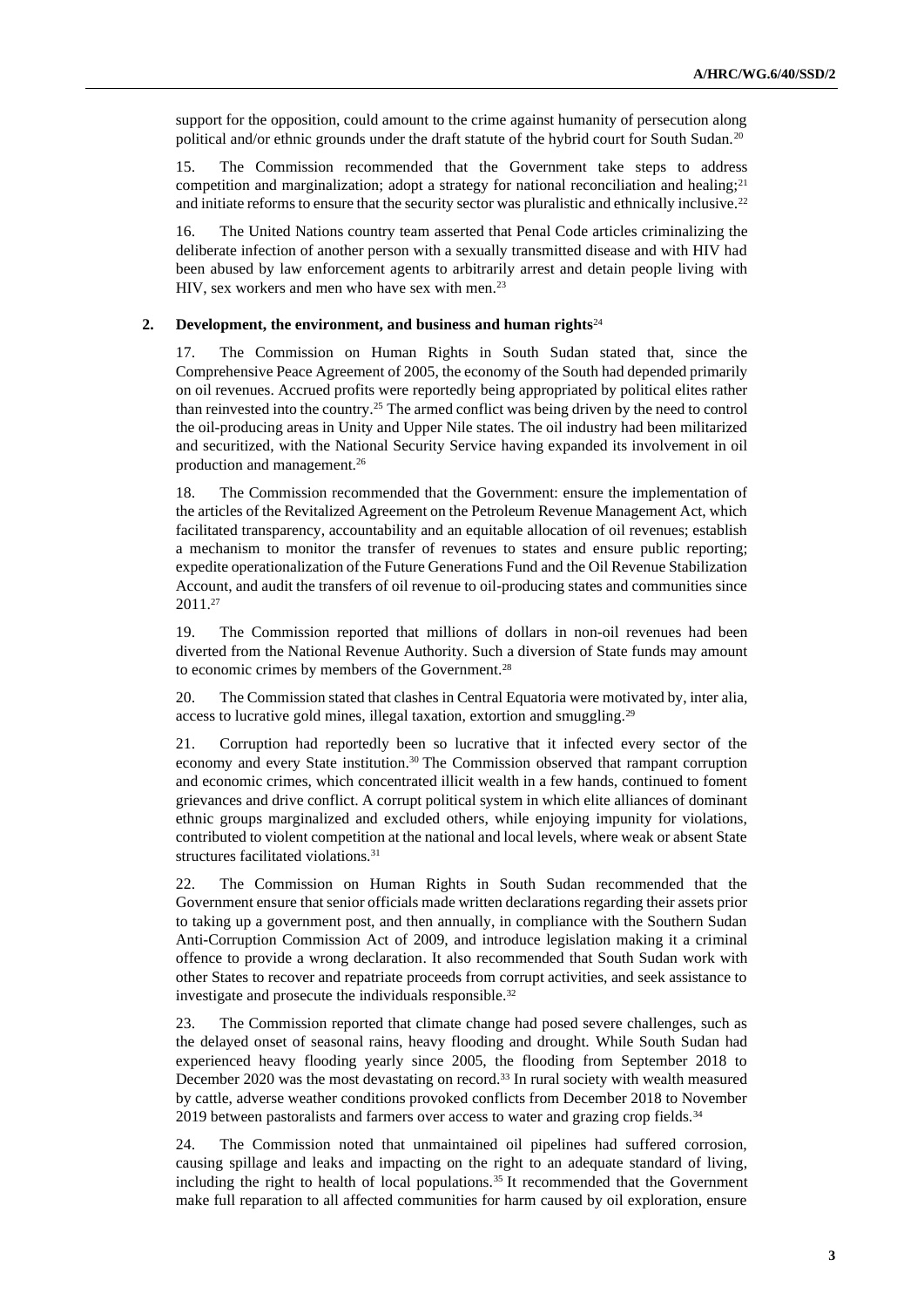support for the opposition, could amount to the crime against humanity of persecution along political and/or ethnic grounds under the draft statute of the hybrid court for South Sudan.[20]

15. The Commission recommended that the Government take steps to address competition and marginalization; adopt a strategy for national reconciliation and healing;[21] and initiate reforms to ensure that the security sector was pluralistic and ethnically inclusive.[22]

16. The United Nations country team asserted that Penal Code articles criminalizing the deliberate infection of another person with a sexually transmitted disease and with HIV had been abused by law enforcement agents to arbitrarily arrest and detain people living with HIV, sex workers and men who have sex with men.[23]

### 2. Development, the environment, and business and human rights[24]

17. The Commission on Human Rights in South Sudan stated that, since the Comprehensive Peace Agreement of 2005, the economy of the South had depended primarily on oil revenues. Accrued profits were reportedly being appropriated by political elites rather than reinvested into the country.[25] The armed conflict was being driven by the need to control the oil-producing areas in Unity and Upper Nile states. The oil industry had been militarized and securitized, with the National Security Service having expanded its involvement in oil production and management.[26]

18. The Commission recommended that the Government: ensure the implementation of the articles of the Revitalized Agreement on the Petroleum Revenue Management Act, which facilitated transparency, accountability and an equitable allocation of oil revenues; establish a mechanism to monitor the transfer of revenues to states and ensure public reporting; expedite operationalization of the Future Generations Fund and the Oil Revenue Stabilization Account, and audit the transfers of oil revenue to oil-producing states and communities since 2011.[27]

19. The Commission reported that millions of dollars in non-oil revenues had been diverted from the National Revenue Authority. Such a diversion of State funds may amount to economic crimes by members of the Government.[28]

20. The Commission stated that clashes in Central Equatoria were motivated by, inter alia, access to lucrative gold mines, illegal taxation, extortion and smuggling.[29]

21. Corruption had reportedly been so lucrative that it infected every sector of the economy and every State institution.[30] The Commission observed that rampant corruption and economic crimes, which concentrated illicit wealth in a few hands, continued to foment grievances and drive conflict. A corrupt political system in which elite alliances of dominant ethnic groups marginalized and excluded others, while enjoying impunity for violations, contributed to violent competition at the national and local levels, where weak or absent State structures facilitated violations.[31]

22. The Commission on Human Rights in South Sudan recommended that the Government ensure that senior officials made written declarations regarding their assets prior to taking up a government post, and then annually, in compliance with the Southern Sudan Anti-Corruption Commission Act of 2009, and introduce legislation making it a criminal offence to provide a wrong declaration. It also recommended that South Sudan work with other States to recover and repatriate proceeds from corrupt activities, and seek assistance to investigate and prosecute the individuals responsible.[32]

23. The Commission reported that climate change had posed severe challenges, such as the delayed onset of seasonal rains, heavy flooding and drought. While South Sudan had experienced heavy flooding yearly since 2005, the flooding from September 2018 to December 2020 was the most devastating on record.[33] In rural society with wealth measured by cattle, adverse weather conditions provoked conflicts from December 2018 to November 2019 between pastoralists and farmers over access to water and grazing crop fields.[34]

24. The Commission noted that unmaintained oil pipelines had suffered corrosion, causing spillage and leaks and impacting on the right to an adequate standard of living, including the right to health of local populations.[35] It recommended that the Government make full reparation to all affected communities for harm caused by oil exploration, ensure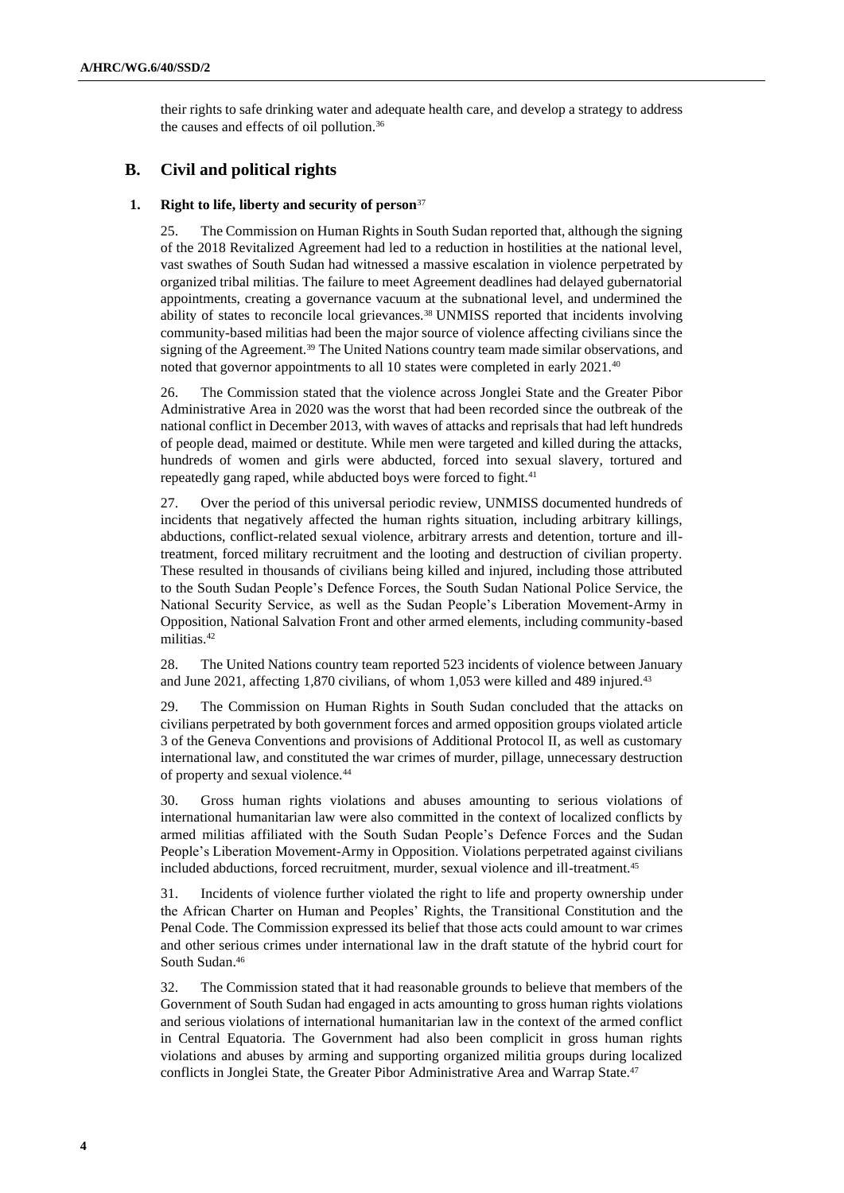their rights to safe drinking water and adequate health care, and develop a strategy to address the causes and effects of oil pollution.[36]

## B. Civil and political rights

### 1. Right to life, liberty and security of person[37]

25. The Commission on Human Rights in South Sudan reported that, although the signing of the 2018 Revitalized Agreement had led to a reduction in hostilities at the national level, vast swathes of South Sudan had witnessed a massive escalation in violence perpetrated by organized tribal militias. The failure to meet Agreement deadlines had delayed gubernatorial appointments, creating a governance vacuum at the subnational level, and undermined the ability of states to reconcile local grievances.[38] UNMISS reported that incidents involving community-based militias had been the major source of violence affecting civilians since the signing of the Agreement.[39] The United Nations country team made similar observations, and noted that governor appointments to all 10 states were completed in early 2021.[40]

26. The Commission stated that the violence across Jonglei State and the Greater Pibor Administrative Area in 2020 was the worst that had been recorded since the outbreak of the national conflict in December 2013, with waves of attacks and reprisals that had left hundreds of people dead, maimed or destitute. While men were targeted and killed during the attacks, hundreds of women and girls were abducted, forced into sexual slavery, tortured and repeatedly gang raped, while abducted boys were forced to fight.[41]

27. Over the period of this universal periodic review, UNMISS documented hundreds of incidents that negatively affected the human rights situation, including arbitrary killings, abductions, conflict-related sexual violence, arbitrary arrests and detention, torture and ill-treatment, forced military recruitment and the looting and destruction of civilian property. These resulted in thousands of civilians being killed and injured, including those attributed to the South Sudan People's Defence Forces, the South Sudan National Police Service, the National Security Service, as well as the Sudan People's Liberation Movement-Army in Opposition, National Salvation Front and other armed elements, including community-based militias.[42]

28. The United Nations country team reported 523 incidents of violence between January and June 2021, affecting 1,870 civilians, of whom 1,053 were killed and 489 injured.[43]

29. The Commission on Human Rights in South Sudan concluded that the attacks on civilians perpetrated by both government forces and armed opposition groups violated article 3 of the Geneva Conventions and provisions of Additional Protocol II, as well as customary international law, and constituted the war crimes of murder, pillage, unnecessary destruction of property and sexual violence.[44]

30. Gross human rights violations and abuses amounting to serious violations of international humanitarian law were also committed in the context of localized conflicts by armed militias affiliated with the South Sudan People's Defence Forces and the Sudan People's Liberation Movement-Army in Opposition. Violations perpetrated against civilians included abductions, forced recruitment, murder, sexual violence and ill-treatment.[45]

31. Incidents of violence further violated the right to life and property ownership under the African Charter on Human and Peoples' Rights, the Transitional Constitution and the Penal Code. The Commission expressed its belief that those acts could amount to war crimes and other serious crimes under international law in the draft statute of the hybrid court for South Sudan.[46]

32. The Commission stated that it had reasonable grounds to believe that members of the Government of South Sudan had engaged in acts amounting to gross human rights violations and serious violations of international humanitarian law in the context of the armed conflict in Central Equatoria. The Government had also been complicit in gross human rights violations and abuses by arming and supporting organized militia groups during localized conflicts in Jonglei State, the Greater Pibor Administrative Area and Warrap State.[47]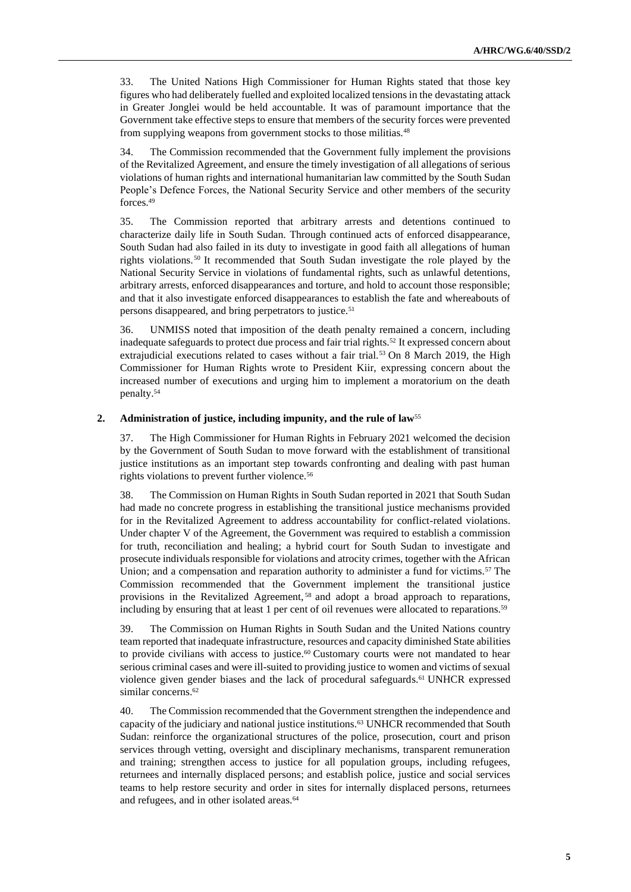33. The United Nations High Commissioner for Human Rights stated that those key figures who had deliberately fuelled and exploited localized tensions in the devastating attack in Greater Jonglei would be held accountable. It was of paramount importance that the Government take effective steps to ensure that members of the security forces were prevented from supplying weapons from government stocks to those militias.[48]

34. The Commission recommended that the Government fully implement the provisions of the Revitalized Agreement, and ensure the timely investigation of all allegations of serious violations of human rights and international humanitarian law committed by the South Sudan People's Defence Forces, the National Security Service and other members of the security forces.[49]

35. The Commission reported that arbitrary arrests and detentions continued to characterize daily life in South Sudan. Through continued acts of enforced disappearance, South Sudan had also failed in its duty to investigate in good faith all allegations of human rights violations.[50] It recommended that South Sudan investigate the role played by the National Security Service in violations of fundamental rights, such as unlawful detentions, arbitrary arrests, enforced disappearances and torture, and hold to account those responsible; and that it also investigate enforced disappearances to establish the fate and whereabouts of persons disappeared, and bring perpetrators to justice.[51]

36. UNMISS noted that imposition of the death penalty remained a concern, including inadequate safeguards to protect due process and fair trial rights.[52] It expressed concern about extrajudicial executions related to cases without a fair trial.[53] On 8 March 2019, the High Commissioner for Human Rights wrote to President Kiir, expressing concern about the increased number of executions and urging him to implement a moratorium on the death penalty.[54]

## 2. Administration of justice, including impunity, and the rule of law[55]

37. The High Commissioner for Human Rights in February 2021 welcomed the decision by the Government of South Sudan to move forward with the establishment of transitional justice institutions as an important step towards confronting and dealing with past human rights violations to prevent further violence.[56]

38. The Commission on Human Rights in South Sudan reported in 2021 that South Sudan had made no concrete progress in establishing the transitional justice mechanisms provided for in the Revitalized Agreement to address accountability for conflict-related violations. Under chapter V of the Agreement, the Government was required to establish a commission for truth, reconciliation and healing; a hybrid court for South Sudan to investigate and prosecute individuals responsible for violations and atrocity crimes, together with the African Union; and a compensation and reparation authority to administer a fund for victims.[57] The Commission recommended that the Government implement the transitional justice provisions in the Revitalized Agreement,[58] and adopt a broad approach to reparations, including by ensuring that at least 1 per cent of oil revenues were allocated to reparations.[59]

39. The Commission on Human Rights in South Sudan and the United Nations country team reported that inadequate infrastructure, resources and capacity diminished State abilities to provide civilians with access to justice.[60] Customary courts were not mandated to hear serious criminal cases and were ill-suited to providing justice to women and victims of sexual violence given gender biases and the lack of procedural safeguards.[61] UNHCR expressed similar concerns.[62]

40. The Commission recommended that the Government strengthen the independence and capacity of the judiciary and national justice institutions.[63] UNHCR recommended that South Sudan: reinforce the organizational structures of the police, prosecution, court and prison services through vetting, oversight and disciplinary mechanisms, transparent remuneration and training; strengthen access to justice for all population groups, including refugees, returnees and internally displaced persons; and establish police, justice and social services teams to help restore security and order in sites for internally displaced persons, returnees and refugees, and in other isolated areas.[64]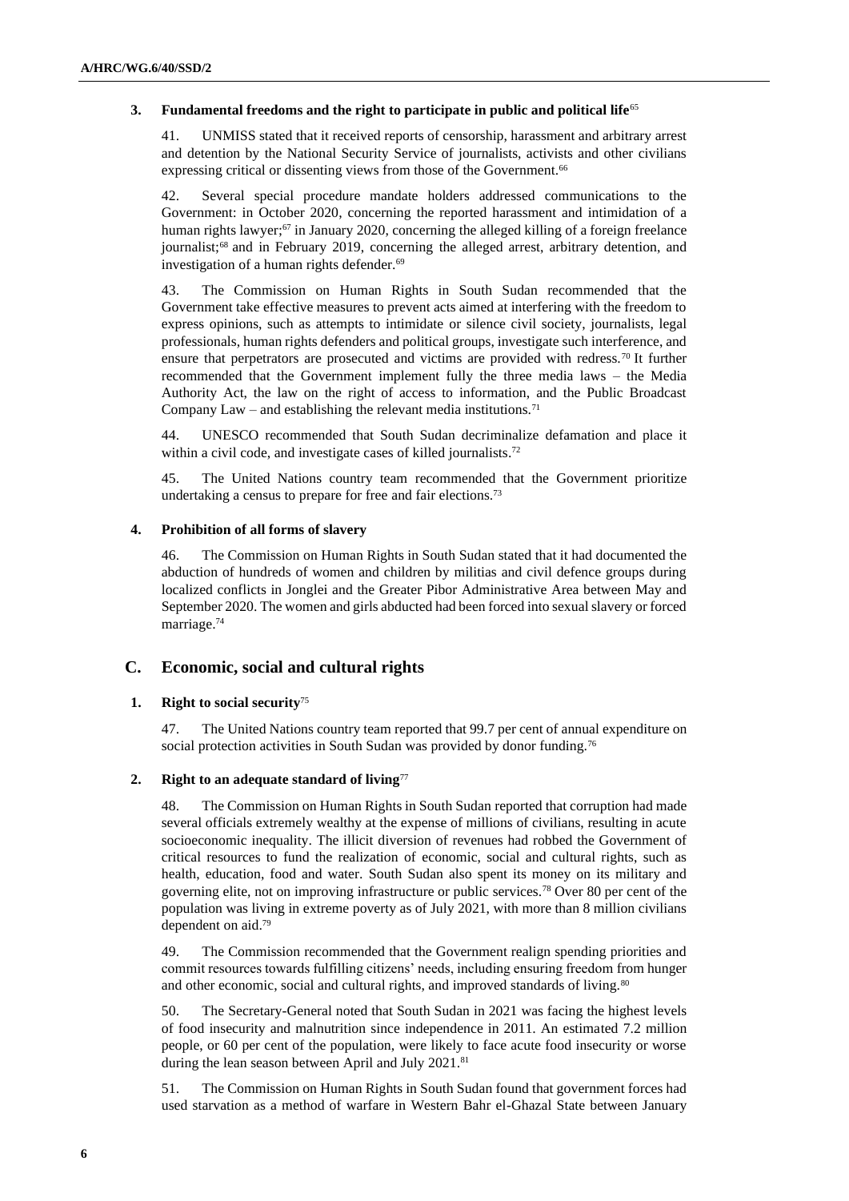### 3. Fundamental freedoms and the right to participate in public and political life[65]

41. UNMISS stated that it received reports of censorship, harassment and arbitrary arrest and detention by the National Security Service of journalists, activists and other civilians expressing critical or dissenting views from those of the Government.[66]

42. Several special procedure mandate holders addressed communications to the Government: in October 2020, concerning the reported harassment and intimidation of a human rights lawyer;[67] in January 2020, concerning the alleged killing of a foreign freelance journalist;[68] and in February 2019, concerning the alleged arrest, arbitrary detention, and investigation of a human rights defender.[69]

43. The Commission on Human Rights in South Sudan recommended that the Government take effective measures to prevent acts aimed at interfering with the freedom to express opinions, such as attempts to intimidate or silence civil society, journalists, legal professionals, human rights defenders and political groups, investigate such interference, and ensure that perpetrators are prosecuted and victims are provided with redress.[70] It further recommended that the Government implement fully the three media laws – the Media Authority Act, the law on the right of access to information, and the Public Broadcast Company Law – and establishing the relevant media institutions.[71]

44. UNESCO recommended that South Sudan decriminalize defamation and place it within a civil code, and investigate cases of killed journalists.[72]

45. The United Nations country team recommended that the Government prioritize undertaking a census to prepare for free and fair elections.[73]

### 4. Prohibition of all forms of slavery

46. The Commission on Human Rights in South Sudan stated that it had documented the abduction of hundreds of women and children by militias and civil defence groups during localized conflicts in Jonglei and the Greater Pibor Administrative Area between May and September 2020. The women and girls abducted had been forced into sexual slavery or forced marriage.[74]

## C. Economic, social and cultural rights

### 1. Right to social security[75]

47. The United Nations country team reported that 99.7 per cent of annual expenditure on social protection activities in South Sudan was provided by donor funding.[76]

### 2. Right to an adequate standard of living[77]

48. The Commission on Human Rights in South Sudan reported that corruption had made several officials extremely wealthy at the expense of millions of civilians, resulting in acute socioeconomic inequality. The illicit diversion of revenues had robbed the Government of critical resources to fund the realization of economic, social and cultural rights, such as health, education, food and water. South Sudan also spent its money on its military and governing elite, not on improving infrastructure or public services.[78] Over 80 per cent of the population was living in extreme poverty as of July 2021, with more than 8 million civilians dependent on aid.[79]

49. The Commission recommended that the Government realign spending priorities and commit resources towards fulfilling citizens' needs, including ensuring freedom from hunger and other economic, social and cultural rights, and improved standards of living.[80]

50. The Secretary-General noted that South Sudan in 2021 was facing the highest levels of food insecurity and malnutrition since independence in 2011. An estimated 7.2 million people, or 60 per cent of the population, were likely to face acute food insecurity or worse during the lean season between April and July 2021.[81]

51. The Commission on Human Rights in South Sudan found that government forces had used starvation as a method of warfare in Western Bahr el-Ghazal State between January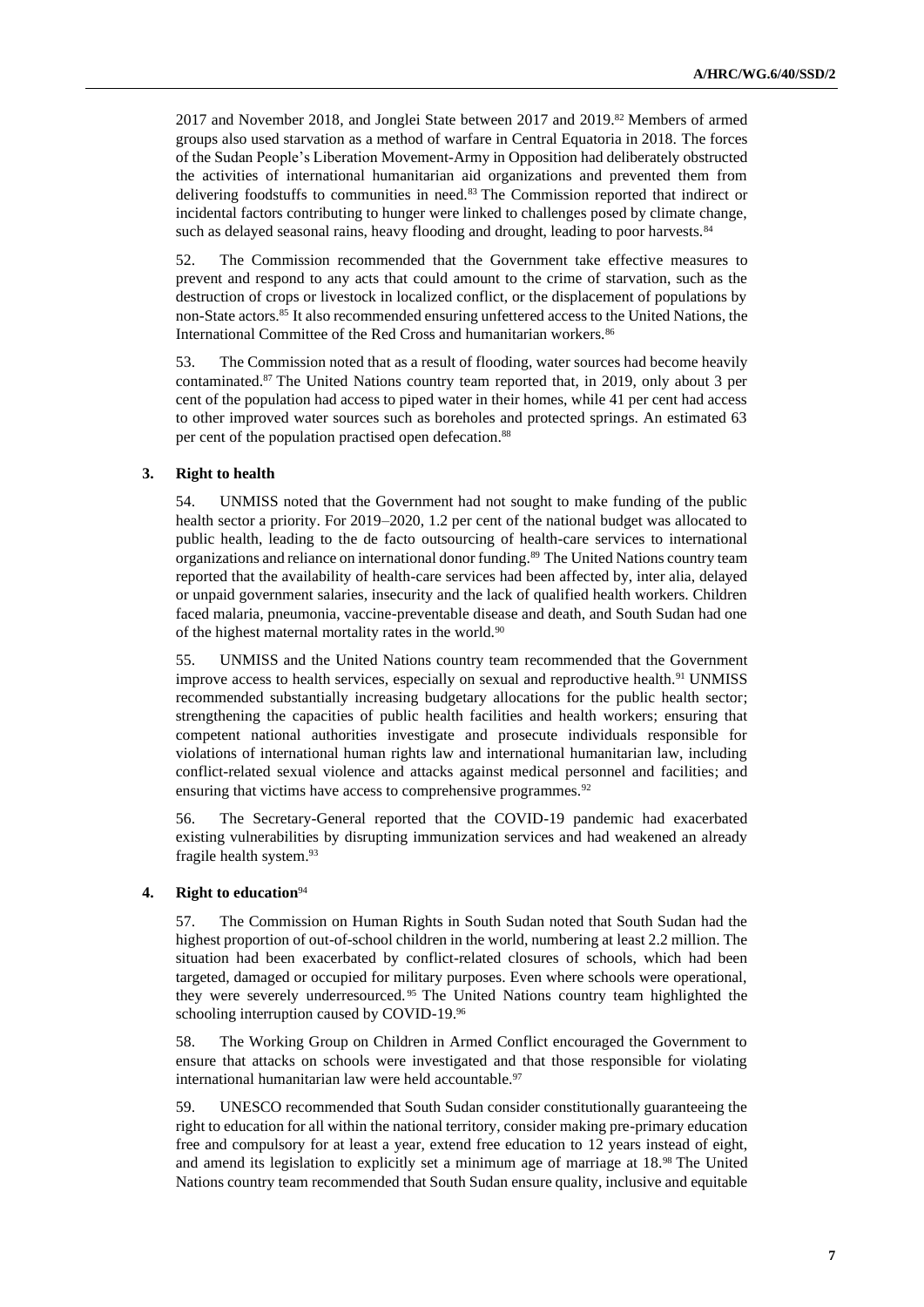2017 and November 2018, and Jonglei State between 2017 and 2019.[82] Members of armed groups also used starvation as a method of warfare in Central Equatoria in 2018. The forces of the Sudan People's Liberation Movement-Army in Opposition had deliberately obstructed the activities of international humanitarian aid organizations and prevented them from delivering foodstuffs to communities in need.[83] The Commission reported that indirect or incidental factors contributing to hunger were linked to challenges posed by climate change, such as delayed seasonal rains, heavy flooding and drought, leading to poor harvests.[84]

52. The Commission recommended that the Government take effective measures to prevent and respond to any acts that could amount to the crime of starvation, such as the destruction of crops or livestock in localized conflict, or the displacement of populations by non-State actors.[85] It also recommended ensuring unfettered access to the United Nations, the International Committee of the Red Cross and humanitarian workers.[86]

53. The Commission noted that as a result of flooding, water sources had become heavily contaminated.[87] The United Nations country team reported that, in 2019, only about 3 per cent of the population had access to piped water in their homes, while 41 per cent had access to other improved water sources such as boreholes and protected springs. An estimated 63 per cent of the population practised open defecation.[88]

### 3. Right to health

54. UNMISS noted that the Government had not sought to make funding of the public health sector a priority. For 2019–2020, 1.2 per cent of the national budget was allocated to public health, leading to the de facto outsourcing of health-care services to international organizations and reliance on international donor funding.[89] The United Nations country team reported that the availability of health-care services had been affected by, inter alia, delayed or unpaid government salaries, insecurity and the lack of qualified health workers. Children faced malaria, pneumonia, vaccine-preventable disease and death, and South Sudan had one of the highest maternal mortality rates in the world.[90]

55. UNMISS and the United Nations country team recommended that the Government improve access to health services, especially on sexual and reproductive health.[91] UNMISS recommended substantially increasing budgetary allocations for the public health sector; strengthening the capacities of public health facilities and health workers; ensuring that competent national authorities investigate and prosecute individuals responsible for violations of international human rights law and international humanitarian law, including conflict-related sexual violence and attacks against medical personnel and facilities; and ensuring that victims have access to comprehensive programmes.[92]

56. The Secretary-General reported that the COVID-19 pandemic had exacerbated existing vulnerabilities by disrupting immunization services and had weakened an already fragile health system.[93]

### 4. Right to education[94]

57. The Commission on Human Rights in South Sudan noted that South Sudan had the highest proportion of out-of-school children in the world, numbering at least 2.2 million. The situation had been exacerbated by conflict-related closures of schools, which had been targeted, damaged or occupied for military purposes. Even where schools were operational, they were severely underresourced.[95] The United Nations country team highlighted the schooling interruption caused by COVID-19.[96]

58. The Working Group on Children in Armed Conflict encouraged the Government to ensure that attacks on schools were investigated and that those responsible for violating international humanitarian law were held accountable.[97]

59. UNESCO recommended that South Sudan consider constitutionally guaranteeing the right to education for all within the national territory, consider making pre-primary education free and compulsory for at least a year, extend free education to 12 years instead of eight, and amend its legislation to explicitly set a minimum age of marriage at 18.[98] The United Nations country team recommended that South Sudan ensure quality, inclusive and equitable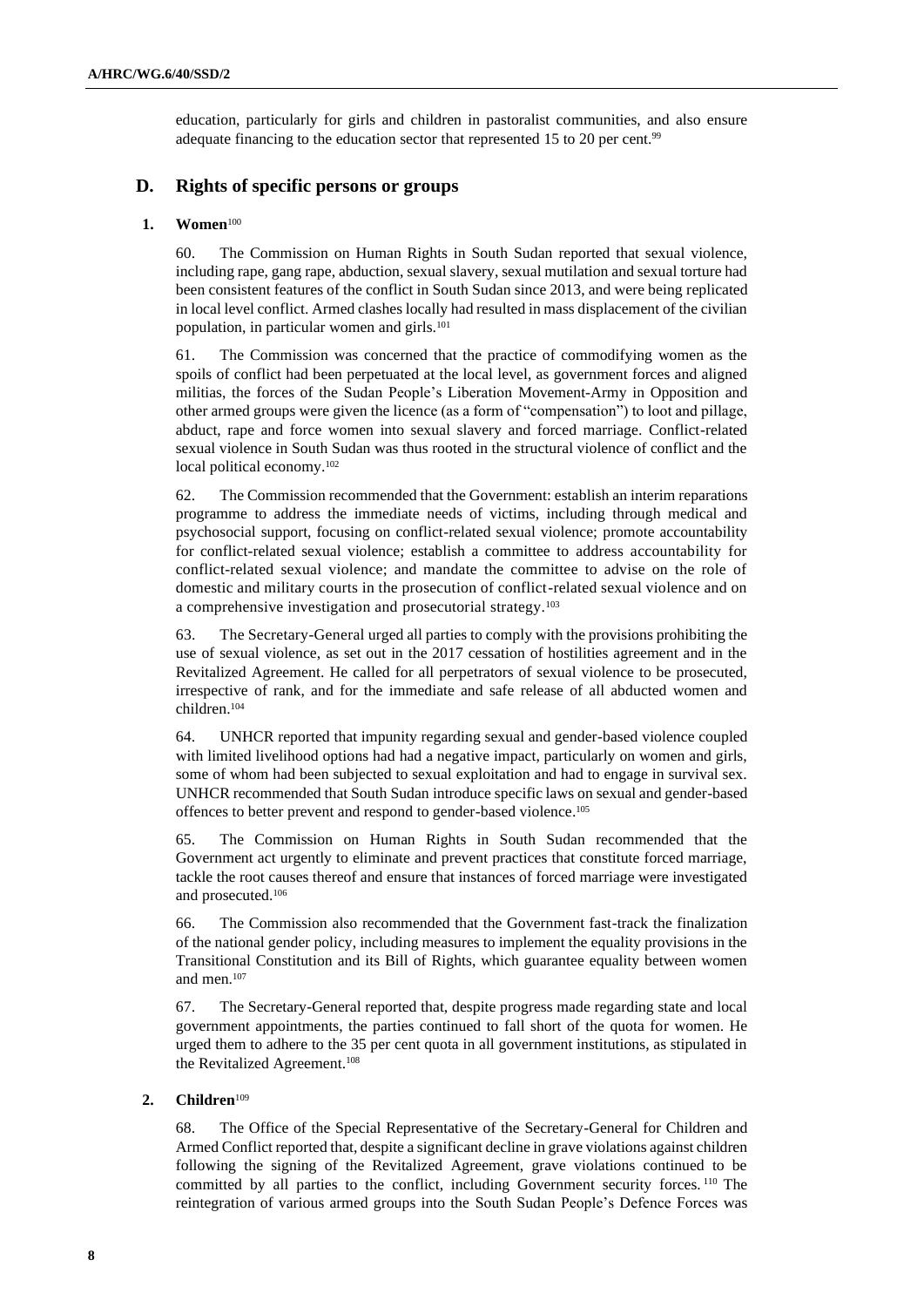education, particularly for girls and children in pastoralist communities, and also ensure adequate financing to the education sector that represented 15 to 20 per cent.[99]

## D. Rights of specific persons or groups

### 1. Women[100]

60. The Commission on Human Rights in South Sudan reported that sexual violence, including rape, gang rape, abduction, sexual slavery, sexual mutilation and sexual torture had been consistent features of the conflict in South Sudan since 2013, and were being replicated in local level conflict. Armed clashes locally had resulted in mass displacement of the civilian population, in particular women and girls.[101]

61. The Commission was concerned that the practice of commodifying women as the spoils of conflict had been perpetuated at the local level, as government forces and aligned militias, the forces of the Sudan People's Liberation Movement-Army in Opposition and other armed groups were given the licence (as a form of "compensation") to loot and pillage, abduct, rape and force women into sexual slavery and forced marriage. Conflict-related sexual violence in South Sudan was thus rooted in the structural violence of conflict and the local political economy.[102]

62. The Commission recommended that the Government: establish an interim reparations programme to address the immediate needs of victims, including through medical and psychosocial support, focusing on conflict-related sexual violence; promote accountability for conflict-related sexual violence; establish a committee to address accountability for conflict-related sexual violence; and mandate the committee to advise on the role of domestic and military courts in the prosecution of conflict-related sexual violence and on a comprehensive investigation and prosecutorial strategy.[103]

63. The Secretary-General urged all parties to comply with the provisions prohibiting the use of sexual violence, as set out in the 2017 cessation of hostilities agreement and in the Revitalized Agreement. He called for all perpetrators of sexual violence to be prosecuted, irrespective of rank, and for the immediate and safe release of all abducted women and children.[104]

64. UNHCR reported that impunity regarding sexual and gender-based violence coupled with limited livelihood options had had a negative impact, particularly on women and girls, some of whom had been subjected to sexual exploitation and had to engage in survival sex. UNHCR recommended that South Sudan introduce specific laws on sexual and gender-based offences to better prevent and respond to gender-based violence.[105]

65. The Commission on Human Rights in South Sudan recommended that the Government act urgently to eliminate and prevent practices that constitute forced marriage, tackle the root causes thereof and ensure that instances of forced marriage were investigated and prosecuted.[106]

66. The Commission also recommended that the Government fast-track the finalization of the national gender policy, including measures to implement the equality provisions in the Transitional Constitution and its Bill of Rights, which guarantee equality between women and men.[107]

67. The Secretary-General reported that, despite progress made regarding state and local government appointments, the parties continued to fall short of the quota for women. He urged them to adhere to the 35 per cent quota in all government institutions, as stipulated in the Revitalized Agreement.[108]

### 2. Children[109]

68. The Office of the Special Representative of the Secretary-General for Children and Armed Conflict reported that, despite a significant decline in grave violations against children following the signing of the Revitalized Agreement, grave violations continued to be committed by all parties to the conflict, including Government security forces.[110] The reintegration of various armed groups into the South Sudan People's Defence Forces was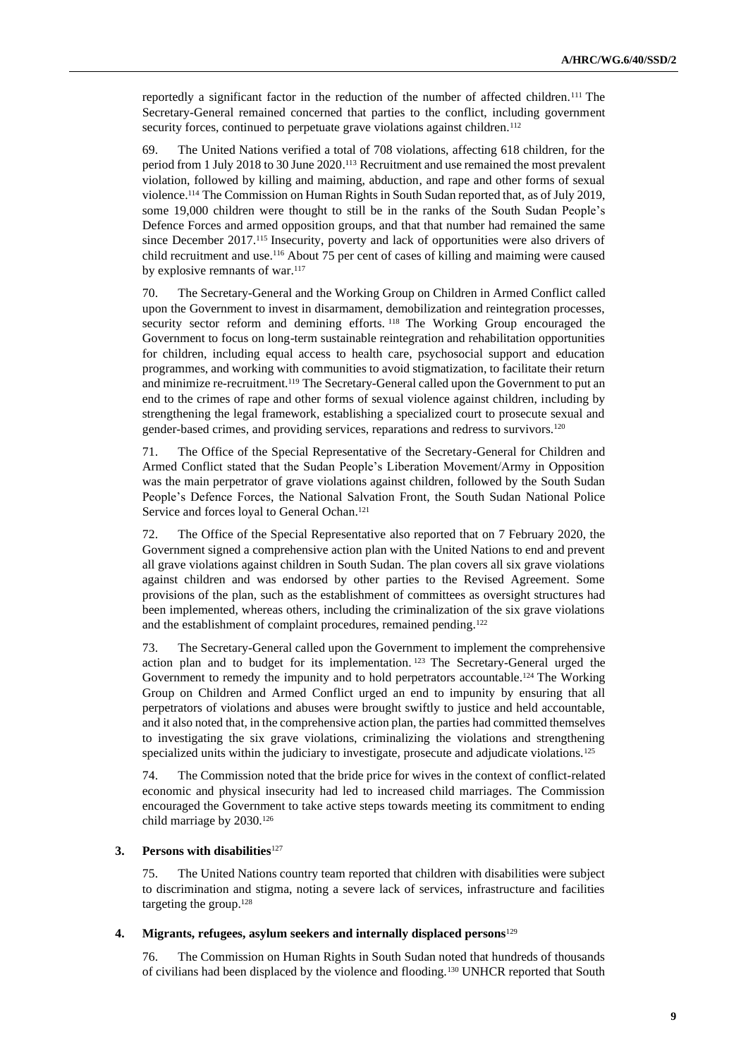reportedly a significant factor in the reduction of the number of affected children.[111] The Secretary-General remained concerned that parties to the conflict, including government security forces, continued to perpetuate grave violations against children.[112]

69. The United Nations verified a total of 708 violations, affecting 618 children, for the period from 1 July 2018 to 30 June 2020.[113] Recruitment and use remained the most prevalent violation, followed by killing and maiming, abduction, and rape and other forms of sexual violence.[114] The Commission on Human Rights in South Sudan reported that, as of July 2019, some 19,000 children were thought to still be in the ranks of the South Sudan People's Defence Forces and armed opposition groups, and that that number had remained the same since December 2017.[115] Insecurity, poverty and lack of opportunities were also drivers of child recruitment and use.[116] About 75 per cent of cases of killing and maiming were caused by explosive remnants of war.[117]

70. The Secretary-General and the Working Group on Children in Armed Conflict called upon the Government to invest in disarmament, demobilization and reintegration processes, security sector reform and demining efforts.[118] The Working Group encouraged the Government to focus on long-term sustainable reintegration and rehabilitation opportunities for children, including equal access to health care, psychosocial support and education programmes, and working with communities to avoid stigmatization, to facilitate their return and minimize re-recruitment.[119] The Secretary-General called upon the Government to put an end to the crimes of rape and other forms of sexual violence against children, including by strengthening the legal framework, establishing a specialized court to prosecute sexual and gender-based crimes, and providing services, reparations and redress to survivors.[120]

71. The Office of the Special Representative of the Secretary-General for Children and Armed Conflict stated that the Sudan People's Liberation Movement/Army in Opposition was the main perpetrator of grave violations against children, followed by the South Sudan People's Defence Forces, the National Salvation Front, the South Sudan National Police Service and forces loyal to General Ochan.[121]

72. The Office of the Special Representative also reported that on 7 February 2020, the Government signed a comprehensive action plan with the United Nations to end and prevent all grave violations against children in South Sudan. The plan covers all six grave violations against children and was endorsed by other parties to the Revised Agreement. Some provisions of the plan, such as the establishment of committees as oversight structures had been implemented, whereas others, including the criminalization of the six grave violations and the establishment of complaint procedures, remained pending.[122]

73. The Secretary-General called upon the Government to implement the comprehensive action plan and to budget for its implementation.[123] The Secretary-General urged the Government to remedy the impunity and to hold perpetrators accountable.[124] The Working Group on Children and Armed Conflict urged an end to impunity by ensuring that all perpetrators of violations and abuses were brought swiftly to justice and held accountable, and it also noted that, in the comprehensive action plan, the parties had committed themselves to investigating the six grave violations, criminalizing the violations and strengthening specialized units within the judiciary to investigate, prosecute and adjudicate violations.[125]

74. The Commission noted that the bride price for wives in the context of conflict-related economic and physical insecurity had led to increased child marriages. The Commission encouraged the Government to take active steps towards meeting its commitment to ending child marriage by 2030.[126]

### 3. Persons with disabilities[127]

75. The United Nations country team reported that children with disabilities were subject to discrimination and stigma, noting a severe lack of services, infrastructure and facilities targeting the group.[128]

### 4. Migrants, refugees, asylum seekers and internally displaced persons[129]

76. The Commission on Human Rights in South Sudan noted that hundreds of thousands of civilians had been displaced by the violence and flooding.[130] UNHCR reported that South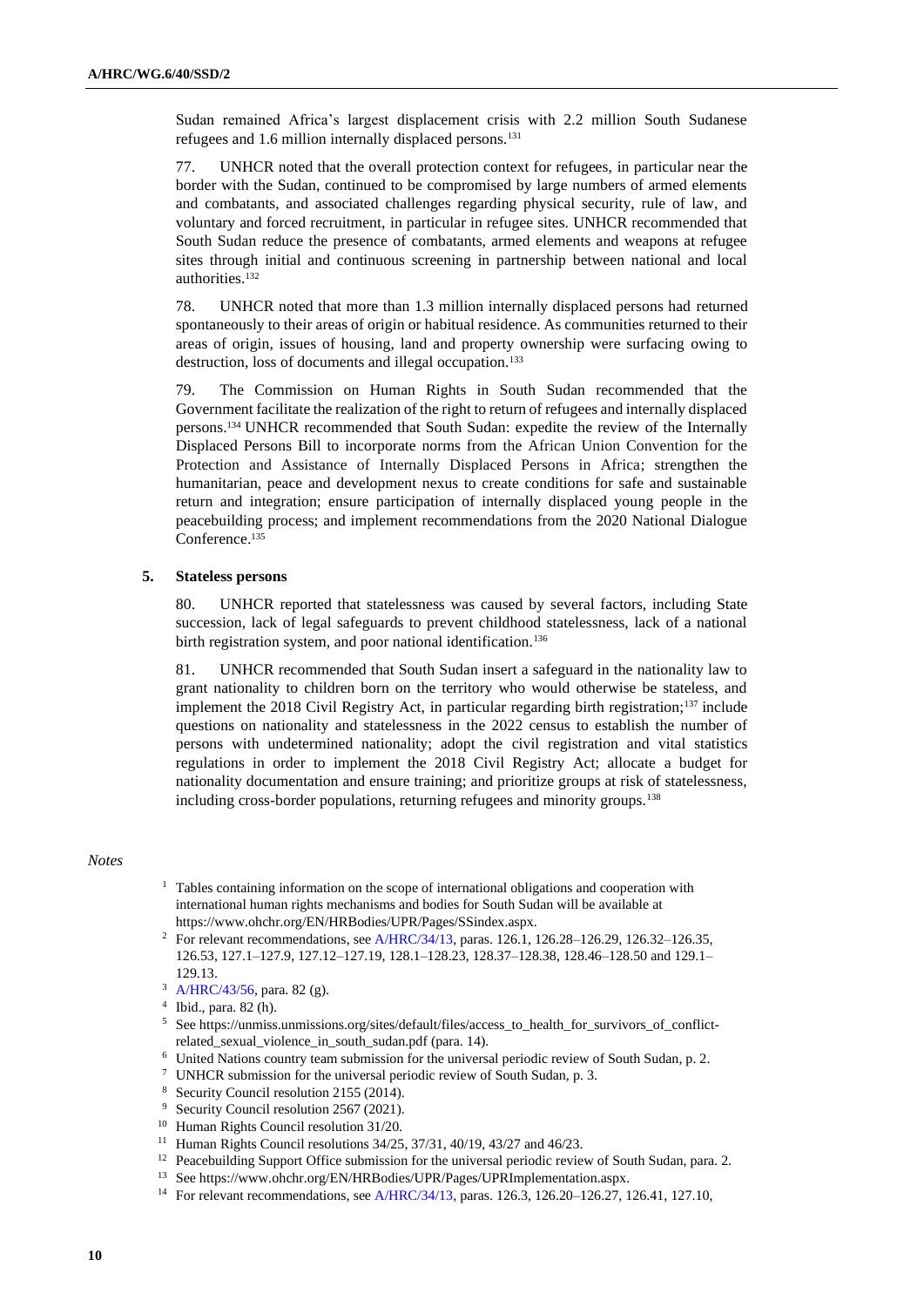Sudan remained Africa's largest displacement crisis with 2.2 million South Sudanese refugees and 1.6 million internally displaced persons.[131]

77. UNHCR noted that the overall protection context for refugees, in particular near the border with the Sudan, continued to be compromised by large numbers of armed elements and combatants, and associated challenges regarding physical security, rule of law, and voluntary and forced recruitment, in particular in refugee sites. UNHCR recommended that South Sudan reduce the presence of combatants, armed elements and weapons at refugee sites through initial and continuous screening in partnership between national and local authorities.[132]

78. UNHCR noted that more than 1.3 million internally displaced persons had returned spontaneously to their areas of origin or habitual residence. As communities returned to their areas of origin, issues of housing, land and property ownership were surfacing owing to destruction, loss of documents and illegal occupation.[133]

79. The Commission on Human Rights in South Sudan recommended that the Government facilitate the realization of the right to return of refugees and internally displaced persons.[134] UNHCR recommended that South Sudan: expedite the review of the Internally Displaced Persons Bill to incorporate norms from the African Union Convention for the Protection and Assistance of Internally Displaced Persons in Africa; strengthen the humanitarian, peace and development nexus to create conditions for safe and sustainable return and integration; ensure participation of internally displaced young people in the peacebuilding process; and implement recommendations from the 2020 National Dialogue Conference.[135]

### 5. Stateless persons

80. UNHCR reported that statelessness was caused by several factors, including State succession, lack of legal safeguards to prevent childhood statelessness, lack of a national birth registration system, and poor national identification.[136]

81. UNHCR recommended that South Sudan insert a safeguard in the nationality law to grant nationality to children born on the territory who would otherwise be stateless, and implement the 2018 Civil Registry Act, in particular regarding birth registration;[137] include questions on nationality and statelessness in the 2022 census to establish the number of persons with undetermined nationality; adopt the civil registration and vital statistics regulations in order to implement the 2018 Civil Registry Act; allocate a budget for nationality documentation and ensure training; and prioritize groups at risk of statelessness, including cross-border populations, returning refugees and minority groups.[138]

*Notes*

1 Tables containing information on the scope of international obligations and cooperation with international human rights mechanisms and bodies for South Sudan will be available at https://www.ohchr.org/EN/HRBodies/UPR/Pages/SSindex.aspx.

2 For relevant recommendations, see A/HRC/34/13, paras. 126.1, 126.28–126.29, 126.32–126.35, 126.53, 127.1–127.9, 127.12–127.19, 128.1–128.23, 128.37–128.38, 128.46–128.50 and 129.1–129.13.

3 A/HRC/43/56, para. 82 (g).

4 Ibid., para. 82 (h).

5 See https://unmiss.unmissions.org/sites/default/files/access_to_health_for_survivors_of_conflict-related_sexual_violence_in_south_sudan.pdf (para. 14).

6 United Nations country team submission for the universal periodic review of South Sudan, p. 2.

7 UNHCR submission for the universal periodic review of South Sudan, p. 3.

8 Security Council resolution 2155 (2014).

9 Security Council resolution 2567 (2021).

10 Human Rights Council resolution 31/20.

11 Human Rights Council resolutions 34/25, 37/31, 40/19, 43/27 and 46/23.

12 Peacebuilding Support Office submission for the universal periodic review of South Sudan, para. 2.

13 See https://www.ohchr.org/EN/HRBodies/UPR/Pages/UPRImplementation.aspx.

14 For relevant recommendations, see A/HRC/34/13, paras. 126.3, 126.20–126.27, 126.41, 127.10,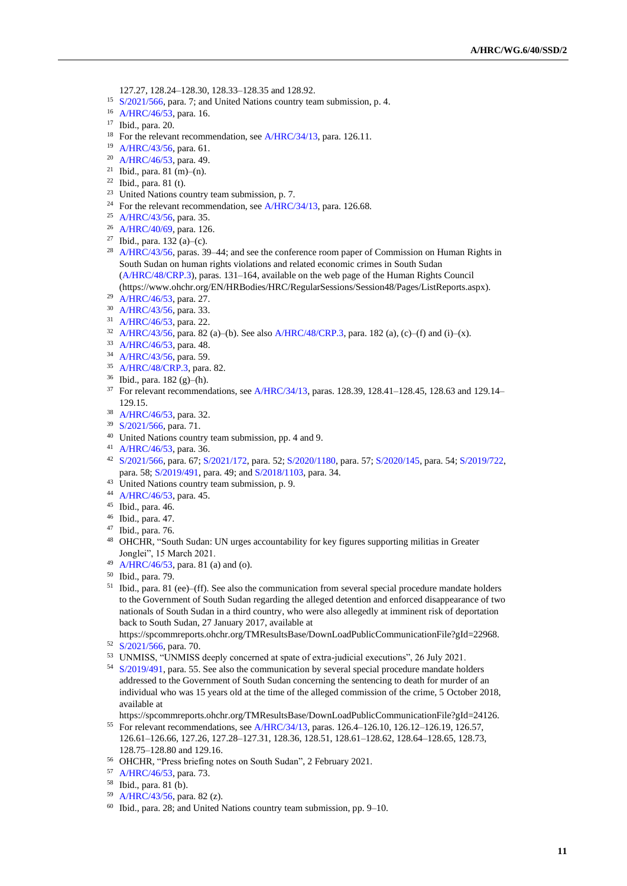127.27, 128.24–128.30, 128.33–128.35 and 128.92.

[15] S/2021/566, para. 7; and United Nations country team submission, p. 4.

[16] A/HRC/46/53, para. 16.

[17] Ibid., para. 20.

[18] For the relevant recommendation, see A/HRC/34/13, para. 126.11.

[19] A/HRC/43/56, para. 61.

[20] A/HRC/46/53, para. 49.

[21] Ibid., para. 81 (m)–(n).

[22] Ibid., para. 81 (t).

[23] United Nations country team submission, p. 7.

[24] For the relevant recommendation, see A/HRC/34/13, para. 126.68.

[25] A/HRC/43/56, para. 35.

[26] A/HRC/40/69, para. 126.

[27] Ibid., para. 132 (a)–(c).

[28] A/HRC/43/56, paras. 39–44; and see the conference room paper of Commission on Human Rights in South Sudan on human rights violations and related economic crimes in South Sudan (A/HRC/48/CRP.3), paras. 131–164, available on the web page of the Human Rights Council (https://www.ohchr.org/EN/HRBodies/HRC/RegularSessions/Session48/Pages/ListReports.aspx).

[29] A/HRC/46/53, para. 27.

[30] A/HRC/43/56, para. 33.

[31] A/HRC/46/53, para. 22.

[32] A/HRC/43/56, para. 82 (a)–(b). See also A/HRC/48/CRP.3, para. 182 (a), (c)–(f) and (i)–(x).

[33] A/HRC/46/53, para. 48.

[34] A/HRC/43/56, para. 59.

[35] A/HRC/48/CRP.3, para. 82.

[36] Ibid., para. 182 (g)–(h).

[37] For relevant recommendations, see A/HRC/34/13, paras. 128.39, 128.41–128.45, 128.63 and 129.14–129.15.

[38] A/HRC/46/53, para. 32.

[39] S/2021/566, para. 71.

[40] United Nations country team submission, pp. 4 and 9.

[41] A/HRC/46/53, para. 36.

[42] S/2021/566, para. 67; S/2021/172, para. 52; S/2020/1180, para. 57; S/2020/145, para. 54; S/2019/722, para. 58; S/2019/491, para. 49; and S/2018/1103, para. 34.

[43] United Nations country team submission, p. 9.

[44] A/HRC/46/53, para. 45.

[45] Ibid., para. 46.

[46] Ibid., para. 47.

[47] Ibid., para. 76.

[48] OHCHR, "South Sudan: UN urges accountability for key figures supporting militias in Greater Jonglei", 15 March 2021.

[49] A/HRC/46/53, para. 81 (a) and (o).

[50] Ibid., para. 79.

[51] Ibid., para. 81 (ee)–(ff). See also the communication from several special procedure mandate holders to the Government of South Sudan regarding the alleged detention and enforced disappearance of two nationals of South Sudan in a third country, who were also allegedly at imminent risk of deportation back to South Sudan, 27 January 2017, available at https://spcommreports.ohchr.org/TMResultsBase/DownLoadPublicCommunicationFile?gId=22968.

[52] S/2021/566, para. 70.

[53] UNMISS, "UNMISS deeply concerned at spate of extra-judicial executions", 26 July 2021.

[54] S/2019/491, para. 55. See also the communication by several special procedure mandate holders addressed to the Government of South Sudan concerning the sentencing to death for murder of an individual who was 15 years old at the time of the alleged commission of the crime, 5 October 2018, available at https://spcommreports.ohchr.org/TMResultsBase/DownLoadPublicCommunicationFile?gId=24126.

[55] For relevant recommendations, see A/HRC/34/13, paras. 126.4–126.10, 126.12–126.19, 126.57, 126.61–126.66, 127.26, 127.28–127.31, 128.36, 128.51, 128.61–128.62, 128.64–128.65, 128.73, 128.75–128.80 and 129.16.

[56] OHCHR, "Press briefing notes on South Sudan", 2 February 2021.

[57] A/HRC/46/53, para. 73.

[58] Ibid., para. 81 (b).

[59] A/HRC/43/56, para. 82 (z).

[60] Ibid., para. 28; and United Nations country team submission, pp. 9–10.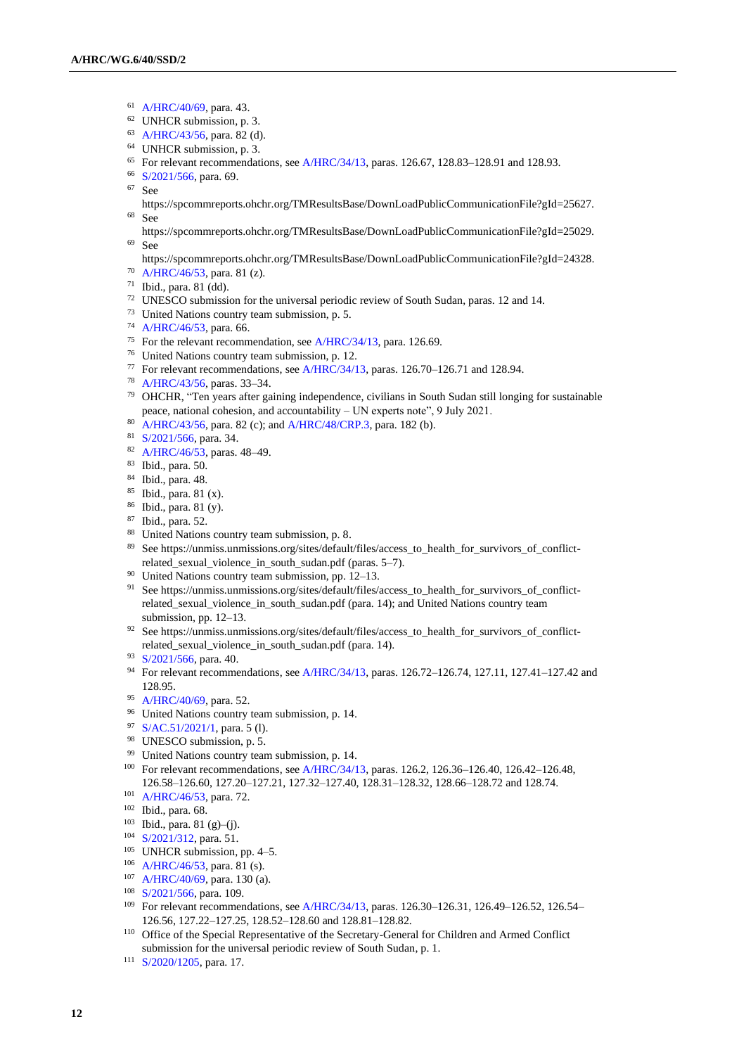[61] A/HRC/40/69, para. 43.

[62] UNHCR submission, p. 3.

[63] A/HRC/43/56, para. 82 (d).

[64] UNHCR submission, p. 3.

[65] For relevant recommendations, see A/HRC/34/13, paras. 126.67, 128.83–128.91 and 128.93.

[66] S/2021/566, para. 69.

[67] See https://spcommreports.ohchr.org/TMResultsBase/DownLoadPublicCommunicationFile?gId=25627.

[68] See https://spcommreports.ohchr.org/TMResultsBase/DownLoadPublicCommunicationFile?gId=25029.

[69] See https://spcommreports.ohchr.org/TMResultsBase/DownLoadPublicCommunicationFile?gId=24328.

[70] A/HRC/46/53, para. 81 (z).

[71] Ibid., para. 81 (dd).

[72] UNESCO submission for the universal periodic review of South Sudan, paras. 12 and 14.

[73] United Nations country team submission, p. 5.

[74] A/HRC/46/53, para. 66.

[75] For the relevant recommendation, see A/HRC/34/13, para. 126.69.

[76] United Nations country team submission, p. 12.

[77] For relevant recommendations, see A/HRC/34/13, paras. 126.70–126.71 and 128.94.

[78] A/HRC/43/56, paras. 33–34.

[79] OHCHR, "Ten years after gaining independence, civilians in South Sudan still longing for sustainable peace, national cohesion, and accountability – UN experts note", 9 July 2021.

[80] A/HRC/43/56, para. 82 (c); and A/HRC/48/CRP.3, para. 182 (b).

[81] S/2021/566, para. 34.

[82] A/HRC/46/53, paras. 48–49.

[83] Ibid., para. 50.

[84] Ibid., para. 48.

[85] Ibid., para. 81 (x).

[86] Ibid., para. 81 (y).

[87] Ibid., para. 52.

[88] United Nations country team submission, p. 8.

[89] See https://unmiss.unmissions.org/sites/default/files/access_to_health_for_survivors_of_conflict-related_sexual_violence_in_south_sudan.pdf (paras. 5–7).

[90] United Nations country team submission, pp. 12–13.

[91] See https://unmiss.unmissions.org/sites/default/files/access_to_health_for_survivors_of_conflict-related_sexual_violence_in_south_sudan.pdf (para. 14); and United Nations country team submission, pp. 12–13.

[92] See https://unmiss.unmissions.org/sites/default/files/access_to_health_for_survivors_of_conflict-related_sexual_violence_in_south_sudan.pdf (para. 14).

[93] S/2021/566, para. 40.

[94] For relevant recommendations, see A/HRC/34/13, paras. 126.72–126.74, 127.11, 127.41–127.42 and 128.95.

[95] A/HRC/40/69, para. 52.

[96] United Nations country team submission, p. 14.

[97] S/AC.51/2021/1, para. 5 (l).

[98] UNESCO submission, p. 5.

[99] United Nations country team submission, p. 14.

[100] For relevant recommendations, see A/HRC/34/13, paras. 126.2, 126.36–126.40, 126.42–126.48, 126.58–126.60, 127.20–127.21, 127.32–127.40, 128.31–128.32, 128.66–128.72 and 128.74.

[101] A/HRC/46/53, para. 72.

[102] Ibid., para. 68.

[103] Ibid., para. 81 (g)–(j).

[104] S/2021/312, para. 51.

[105] UNHCR submission, pp. 4–5.

[106] A/HRC/46/53, para. 81 (s).

[107] A/HRC/40/69, para. 130 (a).

[108] S/2021/566, para. 109.

[109] For relevant recommendations, see A/HRC/34/13, paras. 126.30–126.31, 126.49–126.52, 126.54–126.56, 127.22–127.25, 128.52–128.60 and 128.81–128.82.

[110] Office of the Special Representative of the Secretary-General for Children and Armed Conflict submission for the universal periodic review of South Sudan, p. 1.

[111] S/2020/1205, para. 17.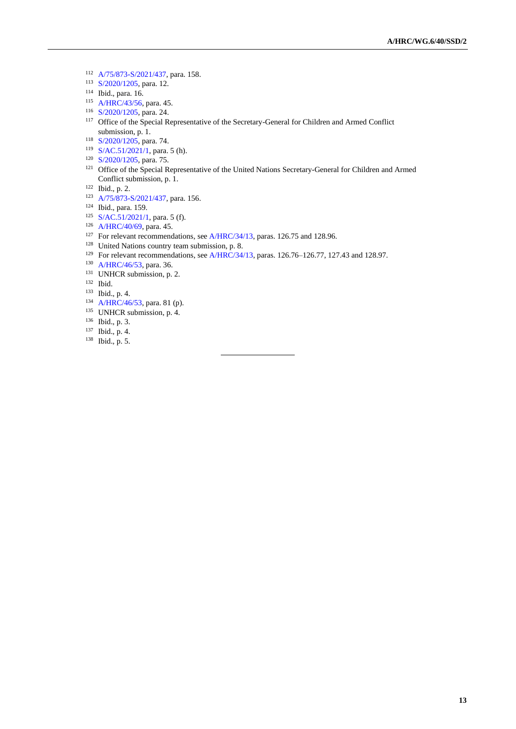[112] A/75/873-S/2021/437, para. 158.

[113] S/2020/1205, para. 12.

[114] Ibid., para. 16.

[115] A/HRC/43/56, para. 45.

[116] S/2020/1205, para. 24.

[117] Office of the Special Representative of the Secretary-General for Children and Armed Conflict submission, p. 1.

[118] S/2020/1205, para. 74.

[119] S/AC.51/2021/1, para. 5 (h).

[120] S/2020/1205, para. 75.

[121] Office of the Special Representative of the United Nations Secretary-General for Children and Armed Conflict submission, p. 1.

[122] Ibid., p. 2.

[123] A/75/873-S/2021/437, para. 156.

[124] Ibid., para. 159.

[125] S/AC.51/2021/1, para. 5 (f).

[126] A/HRC/40/69, para. 45.

[127] For relevant recommendations, see A/HRC/34/13, paras. 126.75 and 128.96.

[128] United Nations country team submission, p. 8.

[129] For relevant recommendations, see A/HRC/34/13, paras. 126.76–126.77, 127.43 and 128.97.

[130] A/HRC/46/53, para. 36.

[131] UNHCR submission, p. 2.

[132] Ibid.

[133] Ibid., p. 4.

[134] A/HRC/46/53, para. 81 (p).

[135] UNHCR submission, p. 4.

[136] Ibid., p. 3.

[137] Ibid., p. 4.

[138] Ibid., p. 5.